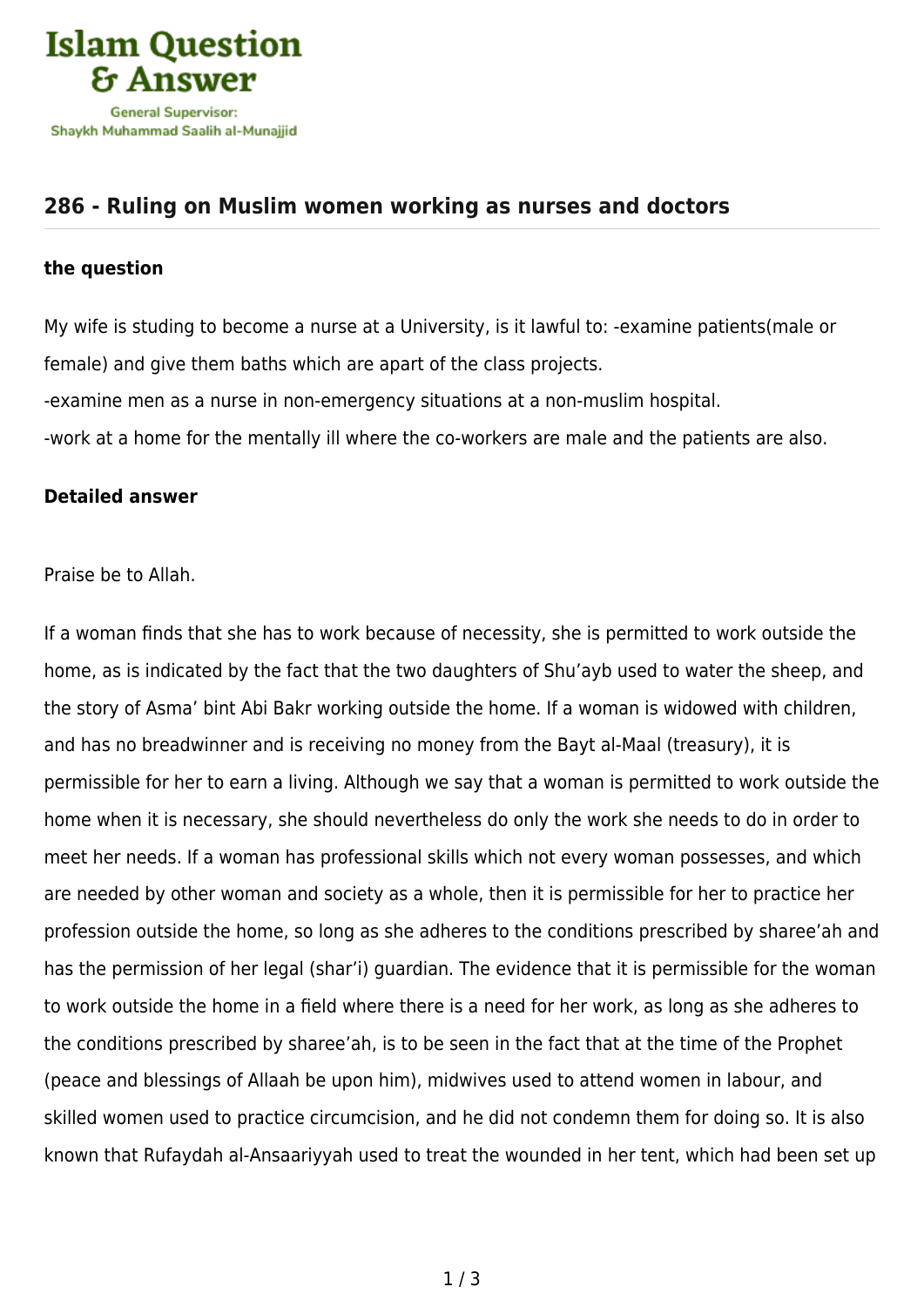# 286 - Ruling on Muslim women working as nurses and doctors

### the question

My wife is studing to become a nurse at a University, is it lawful to: -examine patients(male or female) and give them baths which are apart of the class projects.
-examine men as a nurse in non-emergency situations at a non-muslim hospital.
-work at a home for the mentally ill where the co-workers are male and the patients are also.

### Detailed answer

Praise be to Allah.

If a woman finds that she has to work because of necessity, she is permitted to work outside the home, as is indicated by the fact that the two daughters of Shu'ayb used to water the sheep, and the story of Asma' bint Abi Bakr working outside the home. If a woman is widowed with children, and has no breadwinner and is receiving no money from the Bayt al-Maal (treasury), it is permissible for her to earn a living. Although we say that a woman is permitted to work outside the home when it is necessary, she should nevertheless do only the work she needs to do in order to meet her needs. If a woman has professional skills which not every woman possesses, and which are needed by other woman and society as a whole, then it is permissible for her to practice her profession outside the home, so long as she adheres to the conditions prescribed by sharee'ah and has the permission of her legal (shar'i) guardian. The evidence that it is permissible for the woman to work outside the home in a field where there is a need for her work, as long as she adheres to the conditions prescribed by sharee'ah, is to be seen in the fact that at the time of the Prophet (peace and blessings of Allaah be upon him), midwives used to attend women in labour, and skilled women used to practice circumcision, and he did not condemn them for doing so. It is also known that Rufaydah al-Ansaariyyah used to treat the wounded in her tent, which had been set up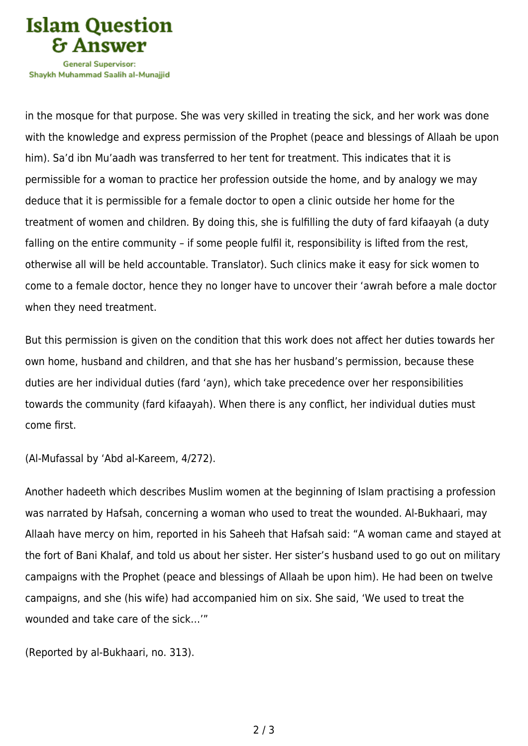in the mosque for that purpose. She was very skilled in treating the sick, and her work was done with the knowledge and express permission of the Prophet (peace and blessings of Allaah be upon him). Sa'd ibn Mu'aadh was transferred to her tent for treatment. This indicates that it is permissible for a woman to practice her profession outside the home, and by analogy we may deduce that it is permissible for a female doctor to open a clinic outside her home for the treatment of women and children. By doing this, she is fulfilling the duty of fard kifaayah (a duty falling on the entire community – if some people fulfil it, responsibility is lifted from the rest, otherwise all will be held accountable. Translator). Such clinics make it easy for sick women to come to a female doctor, hence they no longer have to uncover their 'awrah before a male doctor when they need treatment.

But this permission is given on the condition that this work does not affect her duties towards her own home, husband and children, and that she has her husband's permission, because these duties are her individual duties (fard 'ayn), which take precedence over her responsibilities towards the community (fard kifaayah). When there is any conflict, her individual duties must come first.

(Al-Mufassal by 'Abd al-Kareem, 4/272).

Another hadeeth which describes Muslim women at the beginning of Islam practising a profession was narrated by Hafsah, concerning a woman who used to treat the wounded. Al-Bukhaari, may Allaah have mercy on him, reported in his Saheeh that Hafsah said: "A woman came and stayed at the fort of Bani Khalaf, and told us about her sister. Her sister's husband used to go out on military campaigns with the Prophet (peace and blessings of Allaah be upon him). He had been on twelve campaigns, and she (his wife) had accompanied him on six. She said, 'We used to treat the wounded and take care of the sick…'"

(Reported by al-Bukhaari, no. 313).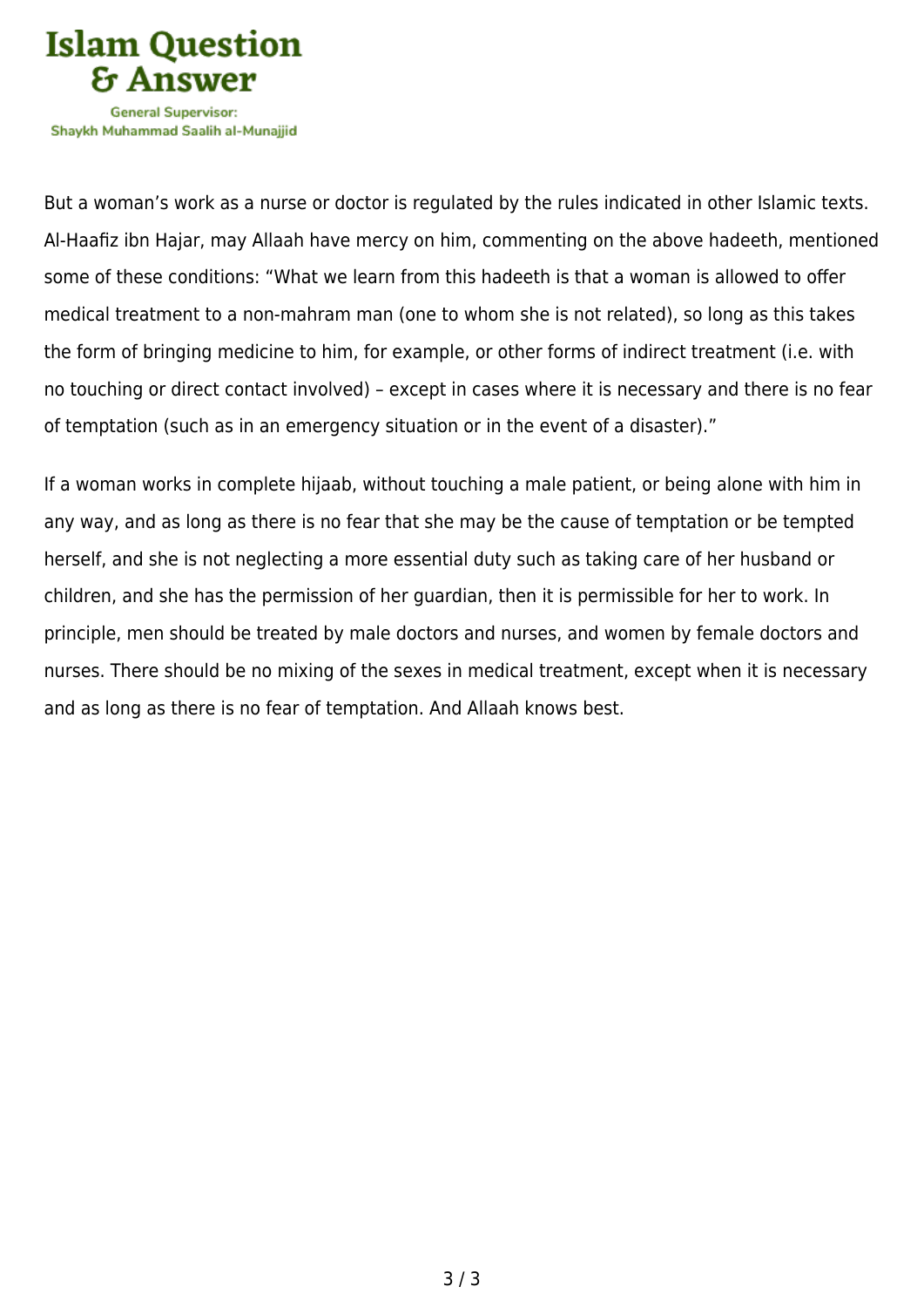But a woman's work as a nurse or doctor is regulated by the rules indicated in other Islamic texts. Al-Haafiz ibn Hajar, may Allaah have mercy on him, commenting on the above hadeeth, mentioned some of these conditions: "What we learn from this hadeeth is that a woman is allowed to offer medical treatment to a non-mahram man (one to whom she is not related), so long as this takes the form of bringing medicine to him, for example, or other forms of indirect treatment (i.e. with no touching or direct contact involved) – except in cases where it is necessary and there is no fear of temptation (such as in an emergency situation or in the event of a disaster)."

If a woman works in complete hijaab, without touching a male patient, or being alone with him in any way, and as long as there is no fear that she may be the cause of temptation or be tempted herself, and she is not neglecting a more essential duty such as taking care of her husband or children, and she has the permission of her guardian, then it is permissible for her to work. In principle, men should be treated by male doctors and nurses, and women by female doctors and nurses. There should be no mixing of the sexes in medical treatment, except when it is necessary and as long as there is no fear of temptation. And Allaah knows best.